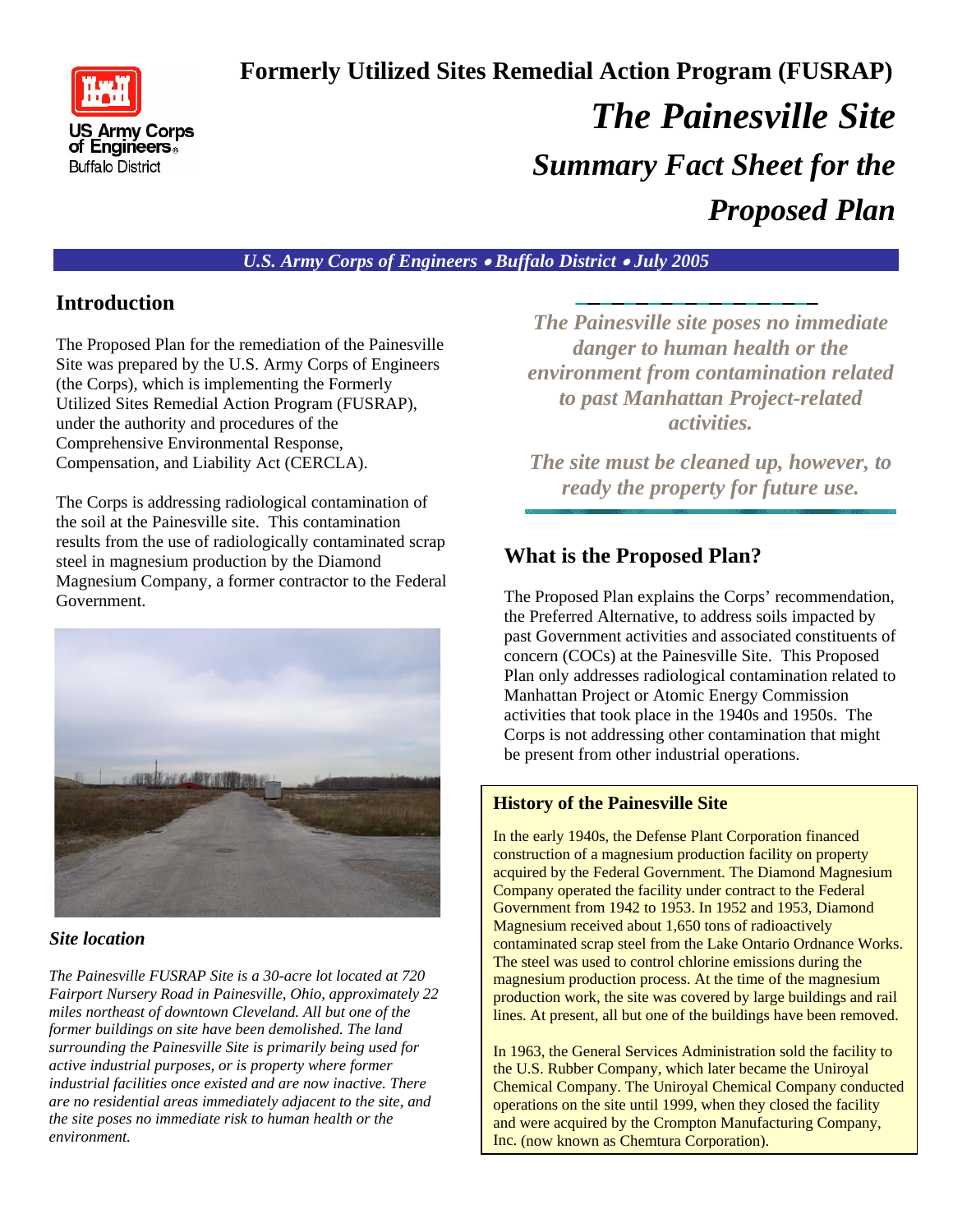US Army Corps of Engineers
Buffalo District

# Formerly Utilized Sites Remedial Action Program (FUSRAP)

# *The Painesville Site*

## *Summary Fact Sheet for the Proposed Plan*

*U.S. Army Corps of Engineers • Buffalo District • July 2005*

## Introduction

The Proposed Plan for the remediation of the Painesville Site was prepared by the U.S. Army Corps of Engineers (the Corps), which is implementing the Formerly Utilized Sites Remedial Action Program (FUSRAP), under the authority and procedures of the Comprehensive Environmental Response, Compensation, and Liability Act (CERCLA).

The Corps is addressing radiological contamination of the soil at the Painesville site. This contamination results from the use of radiologically contaminated scrap steel in magnesium production by the Diamond Magnesium Company, a former contractor to the Federal Government.

### *Site location*

*The Painesville FUSRAP Site is a 30-acre lot located at 720 Fairport Nursery Road in Painesville, Ohio, approximately 22 miles northeast of downtown Cleveland. All but one of the former buildings on site have been demolished. The land surrounding the Painesville Site is primarily being used for active industrial purposes, or is property where former industrial facilities once existed and are now inactive. There are no residential areas immediately adjacent to the site, and the site poses no immediate risk to human health or the environment.*

***The Painesville site poses no immediate danger to human health or the environment from contamination related to past Manhattan Project-related activities.***

***The site must be cleaned up, however, to ready the property for future use.***

## What is the Proposed Plan?

The Proposed Plan explains the Corps' recommendation, the Preferred Alternative, to address soils impacted by past Government activities and associated constituents of concern (COCs) at the Painesville Site. This Proposed Plan only addresses radiological contamination related to Manhattan Project or Atomic Energy Commission activities that took place in the 1940s and 1950s. The Corps is not addressing other contamination that might be present from other industrial operations.

### History of the Painesville Site

In the early 1940s, the Defense Plant Corporation financed construction of a magnesium production facility on property acquired by the Federal Government. The Diamond Magnesium Company operated the facility under contract to the Federal Government from 1942 to 1953. In 1952 and 1953, Diamond Magnesium received about 1,650 tons of radioactively contaminated scrap steel from the Lake Ontario Ordnance Works. The steel was used to control chlorine emissions during the magnesium production process. At the time of the magnesium production work, the site was covered by large buildings and rail lines. At present, all but one of the buildings have been removed.

In 1963, the General Services Administration sold the facility to the U.S. Rubber Company, which later became the Uniroyal Chemical Company. The Uniroyal Chemical Company conducted operations on the site until 1999, when they closed the facility and were acquired by the Crompton Manufacturing Company, Inc. (now known as Chemtura Corporation).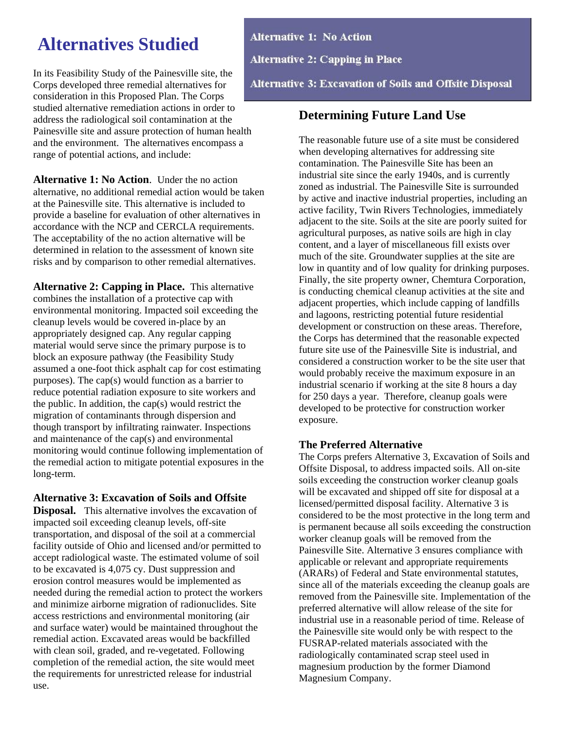# Alternatives Studied

In its Feasibility Study of the Painesville site, the Corps developed three remedial alternatives for consideration in this Proposed Plan. The Corps studied alternative remediation actions in order to address the radiological soil contamination at the Painesville site and assure protection of human health and the environment. The alternatives encompass a range of potential actions, and include:

**Alternative 1: No Action**

**Alternative 2: Capping in Place**

**Alternative 3: Excavation of Soils and Offsite Disposal**

**Alternative 1: No Action**. Under the no action alternative, no additional remedial action would be taken at the Painesville site. This alternative is included to provide a baseline for evaluation of other alternatives in accordance with the NCP and CERCLA requirements. The acceptability of the no action alternative will be determined in relation to the assessment of known site risks and by comparison to other remedial alternatives.

**Alternative 2: Capping in Place.** This alternative combines the installation of a protective cap with environmental monitoring. Impacted soil exceeding the cleanup levels would be covered in-place by an appropriately designed cap. Any regular capping material would serve since the primary purpose is to block an exposure pathway (the Feasibility Study assumed a one-foot thick asphalt cap for cost estimating purposes). The cap(s) would function as a barrier to reduce potential radiation exposure to site workers and the public. In addition, the cap(s) would restrict the migration of contaminants through dispersion and though transport by infiltrating rainwater. Inspections and maintenance of the cap(s) and environmental monitoring would continue following implementation of the remedial action to mitigate potential exposures in the long-term.

**Alternative 3: Excavation of Soils and Offsite Disposal.** This alternative involves the excavation of impacted soil exceeding cleanup levels, off-site transportation, and disposal of the soil at a commercial facility outside of Ohio and licensed and/or permitted to accept radiological waste. The estimated volume of soil to be excavated is 4,075 cy. Dust suppression and erosion control measures would be implemented as needed during the remedial action to protect the workers and minimize airborne migration of radionuclides. Site access restrictions and environmental monitoring (air and surface water) would be maintained throughout the remedial action. Excavated areas would be backfilled with clean soil, graded, and re-vegetated. Following completion of the remedial action, the site would meet the requirements for unrestricted release for industrial use.

## Determining Future Land Use

The reasonable future use of a site must be considered when developing alternatives for addressing site contamination. The Painesville Site has been an industrial site since the early 1940s, and is currently zoned as industrial. The Painesville Site is surrounded by active and inactive industrial properties, including an active facility, Twin Rivers Technologies, immediately adjacent to the site. Soils at the site are poorly suited for agricultural purposes, as native soils are high in clay content, and a layer of miscellaneous fill exists over much of the site. Groundwater supplies at the site are low in quantity and of low quality for drinking purposes. Finally, the site property owner, Chemtura Corporation, is conducting chemical cleanup activities at the site and adjacent properties, which include capping of landfills and lagoons, restricting potential future residential development or construction on these areas. Therefore, the Corps has determined that the reasonable expected future site use of the Painesville Site is industrial, and considered a construction worker to be the site user that would probably receive the maximum exposure in an industrial scenario if working at the site 8 hours a day for 250 days a year. Therefore, cleanup goals were developed to be protective for construction worker exposure.

### The Preferred Alternative

The Corps prefers Alternative 3, Excavation of Soils and Offsite Disposal, to address impacted soils. All on-site soils exceeding the construction worker cleanup goals will be excavated and shipped off site for disposal at a licensed/permitted disposal facility. Alternative 3 is considered to be the most protective in the long term and is permanent because all soils exceeding the construction worker cleanup goals will be removed from the Painesville Site. Alternative 3 ensures compliance with applicable or relevant and appropriate requirements (ARARs) of Federal and State environmental statutes, since all of the materials exceeding the cleanup goals are removed from the Painesville site. Implementation of the preferred alternative will allow release of the site for industrial use in a reasonable period of time. Release of the Painesville site would only be with respect to the FUSRAP-related materials associated with the radiologically contaminated scrap steel used in magnesium production by the former Diamond Magnesium Company.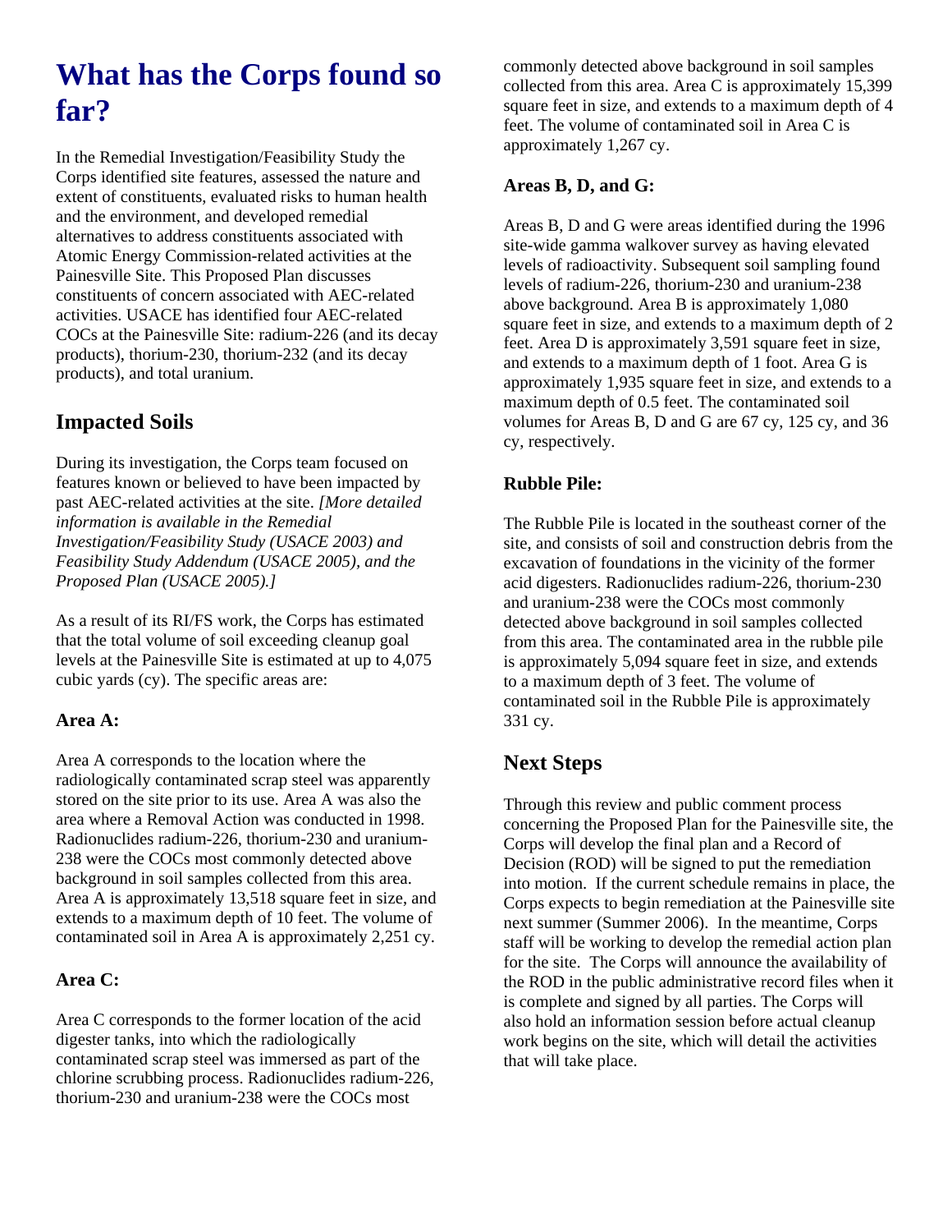# What has the Corps found so far?

In the Remedial Investigation/Feasibility Study the Corps identified site features, assessed the nature and extent of constituents, evaluated risks to human health and the environment, and developed remedial alternatives to address constituents associated with Atomic Energy Commission-related activities at the Painesville Site. This Proposed Plan discusses constituents of concern associated with AEC-related activities. USACE has identified four AEC-related COCs at the Painesville Site: radium-226 (and its decay products), thorium-230, thorium-232 (and its decay products), and total uranium.

## Impacted Soils

During its investigation, the Corps team focused on features known or believed to have been impacted by past AEC-related activities at the site. *[More detailed information is available in the Remedial Investigation/Feasibility Study (USACE 2003) and Feasibility Study Addendum (USACE 2005), and the Proposed Plan (USACE 2005).]*

As a result of its RI/FS work, the Corps has estimated that the total volume of soil exceeding cleanup goal levels at the Painesville Site is estimated at up to 4,075 cubic yards (cy). The specific areas are:

### Area A:

Area A corresponds to the location where the radiologically contaminated scrap steel was apparently stored on the site prior to its use. Area A was also the area where a Removal Action was conducted in 1998. Radionuclides radium-226, thorium-230 and uranium-238 were the COCs most commonly detected above background in soil samples collected from this area. Area A is approximately 13,518 square feet in size, and extends to a maximum depth of 10 feet. The volume of contaminated soil in Area A is approximately 2,251 cy.

### Area C:

Area C corresponds to the former location of the acid digester tanks, into which the radiologically contaminated scrap steel was immersed as part of the chlorine scrubbing process. Radionuclides radium-226, thorium-230 and uranium-238 were the COCs most commonly detected above background in soil samples collected from this area. Area C is approximately 15,399 square feet in size, and extends to a maximum depth of 4 feet. The volume of contaminated soil in Area C is approximately 1,267 cy.

### Areas B, D, and G:

Areas B, D and G were areas identified during the 1996 site-wide gamma walkover survey as having elevated levels of radioactivity. Subsequent soil sampling found levels of radium-226, thorium-230 and uranium-238 above background. Area B is approximately 1,080 square feet in size, and extends to a maximum depth of 2 feet. Area D is approximately 3,591 square feet in size, and extends to a maximum depth of 1 foot. Area G is approximately 1,935 square feet in size, and extends to a maximum depth of 0.5 feet. The contaminated soil volumes for Areas B, D and G are 67 cy, 125 cy, and 36 cy, respectively.

### Rubble Pile:

The Rubble Pile is located in the southeast corner of the site, and consists of soil and construction debris from the excavation of foundations in the vicinity of the former acid digesters. Radionuclides radium-226, thorium-230 and uranium-238 were the COCs most commonly detected above background in soil samples collected from this area. The contaminated area in the rubble pile is approximately 5,094 square feet in size, and extends to a maximum depth of 3 feet. The volume of contaminated soil in the Rubble Pile is approximately 331 cy.

## Next Steps

Through this review and public comment process concerning the Proposed Plan for the Painesville site, the Corps will develop the final plan and a Record of Decision (ROD) will be signed to put the remediation into motion. If the current schedule remains in place, the Corps expects to begin remediation at the Painesville site next summer (Summer 2006). In the meantime, Corps staff will be working to develop the remedial action plan for the site. The Corps will announce the availability of the ROD in the public administrative record files when it is complete and signed by all parties. The Corps will also hold an information session before actual cleanup work begins on the site, which will detail the activities that will take place.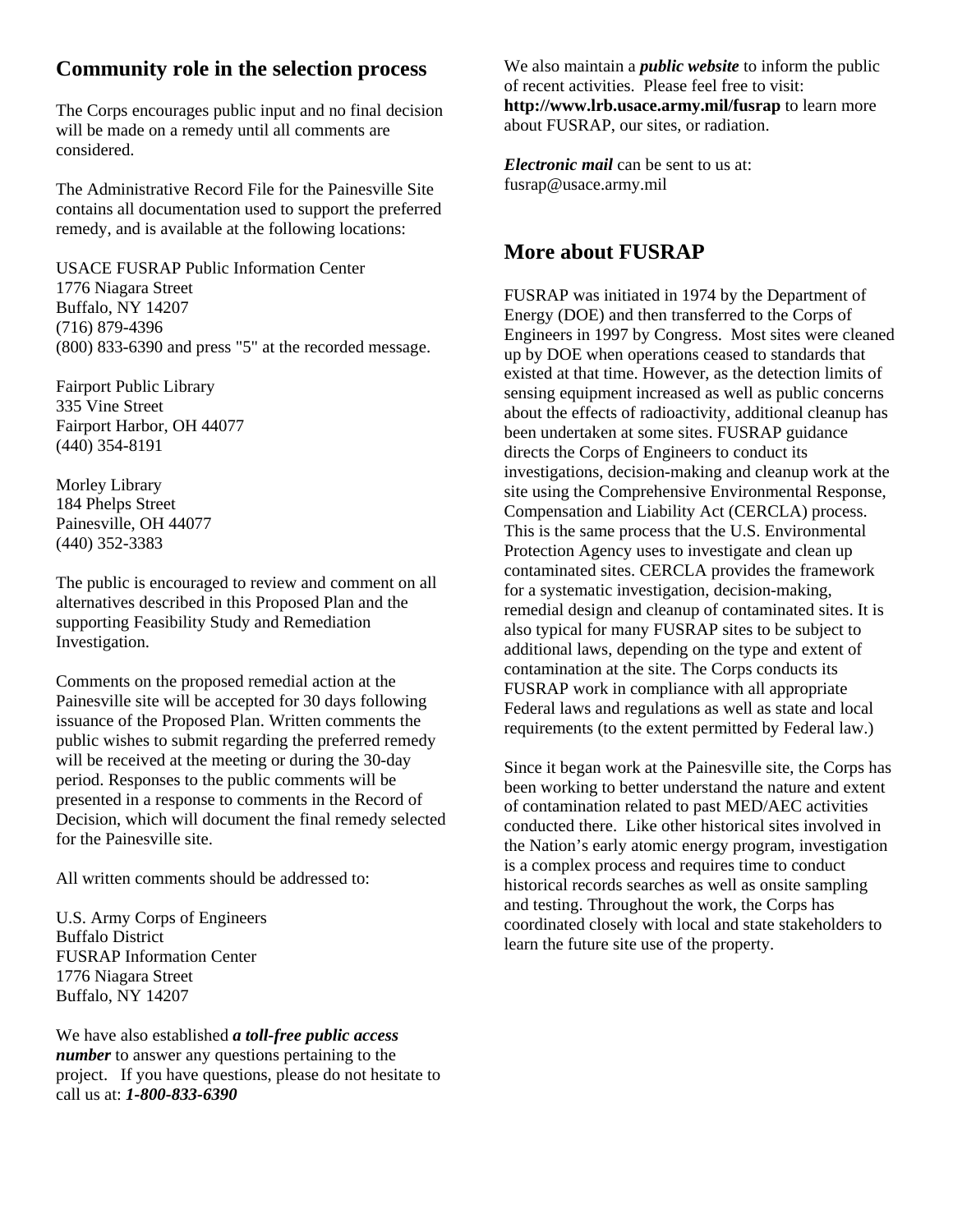## Community role in the selection process

The Corps encourages public input and no final decision will be made on a remedy until all comments are considered.

The Administrative Record File for the Painesville Site contains all documentation used to support the preferred remedy, and is available at the following locations:

USACE FUSRAP Public Information Center
1776 Niagara Street
Buffalo, NY 14207
(716) 879-4396
(800) 833-6390 and press "5" at the recorded message.

Fairport Public Library
335 Vine Street
Fairport Harbor, OH 44077
(440) 354-8191

Morley Library
184 Phelps Street
Painesville, OH 44077
(440) 352-3383

The public is encouraged to review and comment on all alternatives described in this Proposed Plan and the supporting Feasibility Study and Remediation Investigation.

Comments on the proposed remedial action at the Painesville site will be accepted for 30 days following issuance of the Proposed Plan. Written comments the public wishes to submit regarding the preferred remedy will be received at the meeting or during the 30-day period. Responses to the public comments will be presented in a response to comments in the Record of Decision, which will document the final remedy selected for the Painesville site.

All written comments should be addressed to:

U.S. Army Corps of Engineers
Buffalo District
FUSRAP Information Center
1776 Niagara Street
Buffalo, NY 14207

We have also established ***a toll-free public access number*** to answer any questions pertaining to the project. If you have questions, please do not hesitate to call us at: ***1-800-833-6390***

We also maintain a ***public website*** to inform the public of recent activities. Please feel free to visit: **http://www.lrb.usace.army.mil/fusrap** to learn more about FUSRAP, our sites, or radiation.

***Electronic mail*** can be sent to us at: fusrap@usace.army.mil

## More about FUSRAP

FUSRAP was initiated in 1974 by the Department of Energy (DOE) and then transferred to the Corps of Engineers in 1997 by Congress. Most sites were cleaned up by DOE when operations ceased to standards that existed at that time. However, as the detection limits of sensing equipment increased as well as public concerns about the effects of radioactivity, additional cleanup has been undertaken at some sites. FUSRAP guidance directs the Corps of Engineers to conduct its investigations, decision-making and cleanup work at the site using the Comprehensive Environmental Response, Compensation and Liability Act (CERCLA) process. This is the same process that the U.S. Environmental Protection Agency uses to investigate and clean up contaminated sites. CERCLA provides the framework for a systematic investigation, decision-making, remedial design and cleanup of contaminated sites. It is also typical for many FUSRAP sites to be subject to additional laws, depending on the type and extent of contamination at the site. The Corps conducts its FUSRAP work in compliance with all appropriate Federal laws and regulations as well as state and local requirements (to the extent permitted by Federal law.)

Since it began work at the Painesville site, the Corps has been working to better understand the nature and extent of contamination related to past MED/AEC activities conducted there. Like other historical sites involved in the Nation's early atomic energy program, investigation is a complex process and requires time to conduct historical records searches as well as onsite sampling and testing. Throughout the work, the Corps has coordinated closely with local and state stakeholders to learn the future site use of the property.